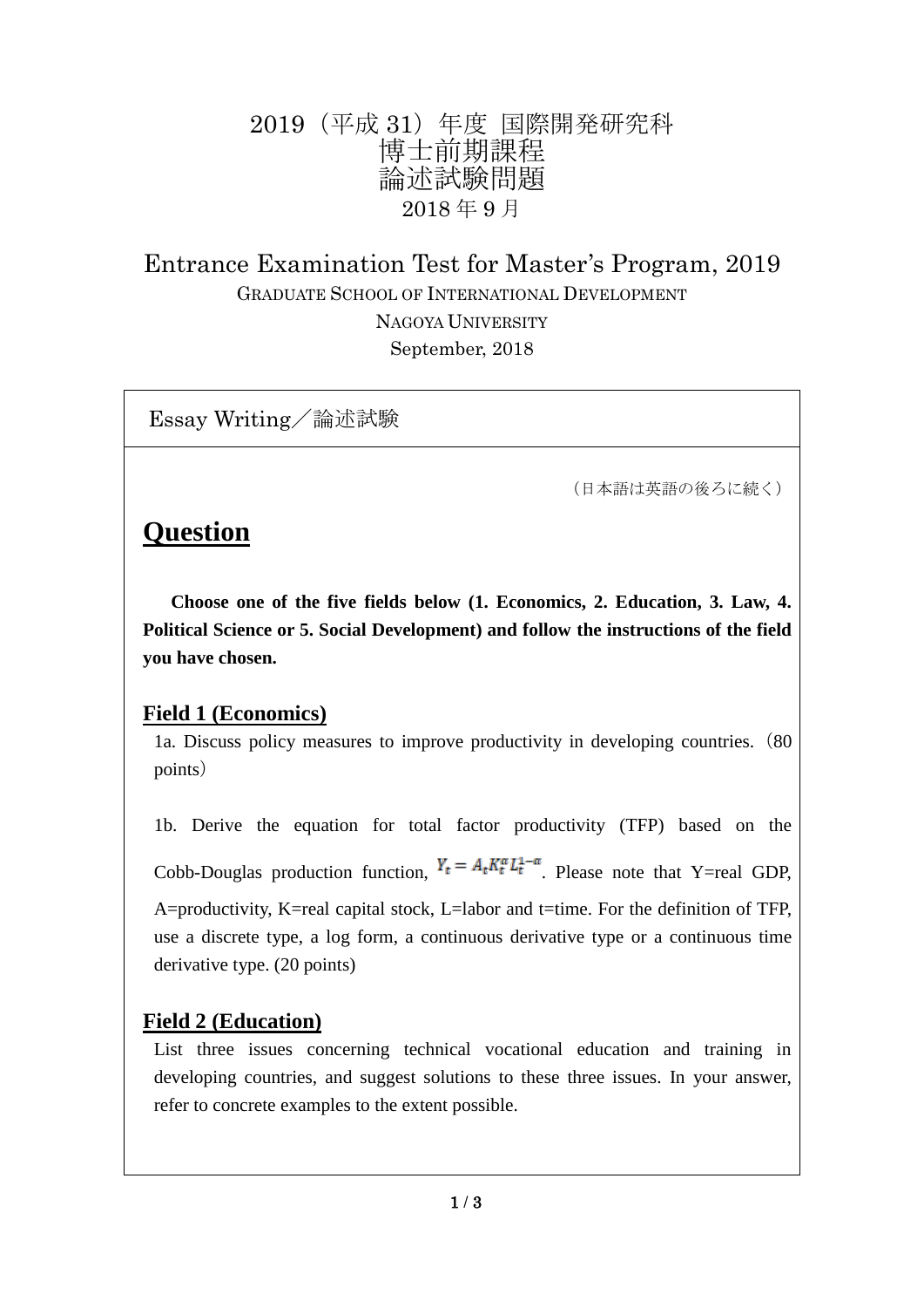# 2019（平成 31）年度 国際開発研究科
# 博士前期課程
# 論述試験問題
2018 年 9 月

## Entrance Examination Test for Master's Program, 2019
GRADUATE SCHOOL OF INTERNATIONAL DEVELOPMENT

NAGOYA UNIVERSITY

September, 2018

Essay Writing／論述試験

（日本語は英語の後ろに続く）

# Question

**Choose one of the five fields below (1. Economics, 2. Education, 3. Law, 4. Political Science or 5. Social Development) and follow the instructions of the field you have chosen.**

## Field 1 (Economics)

1a. Discuss policy measures to improve productivity in developing countries.（80 points）

1b. Derive the equation for total factor productivity (TFP) based on the Cobb-Douglas production function, $Y_t = A_t K_t^{\alpha} L_t^{1-\alpha}$. Please note that Y=real GDP, A=productivity, K=real capital stock, L=labor and t=time. For the definition of TFP, use a discrete type, a log form, a continuous derivative type or a continuous time derivative type. (20 points)

## Field 2 (Education)

List three issues concerning technical vocational education and training in developing countries, and suggest solutions to these three issues. In your answer, refer to concrete examples to the extent possible.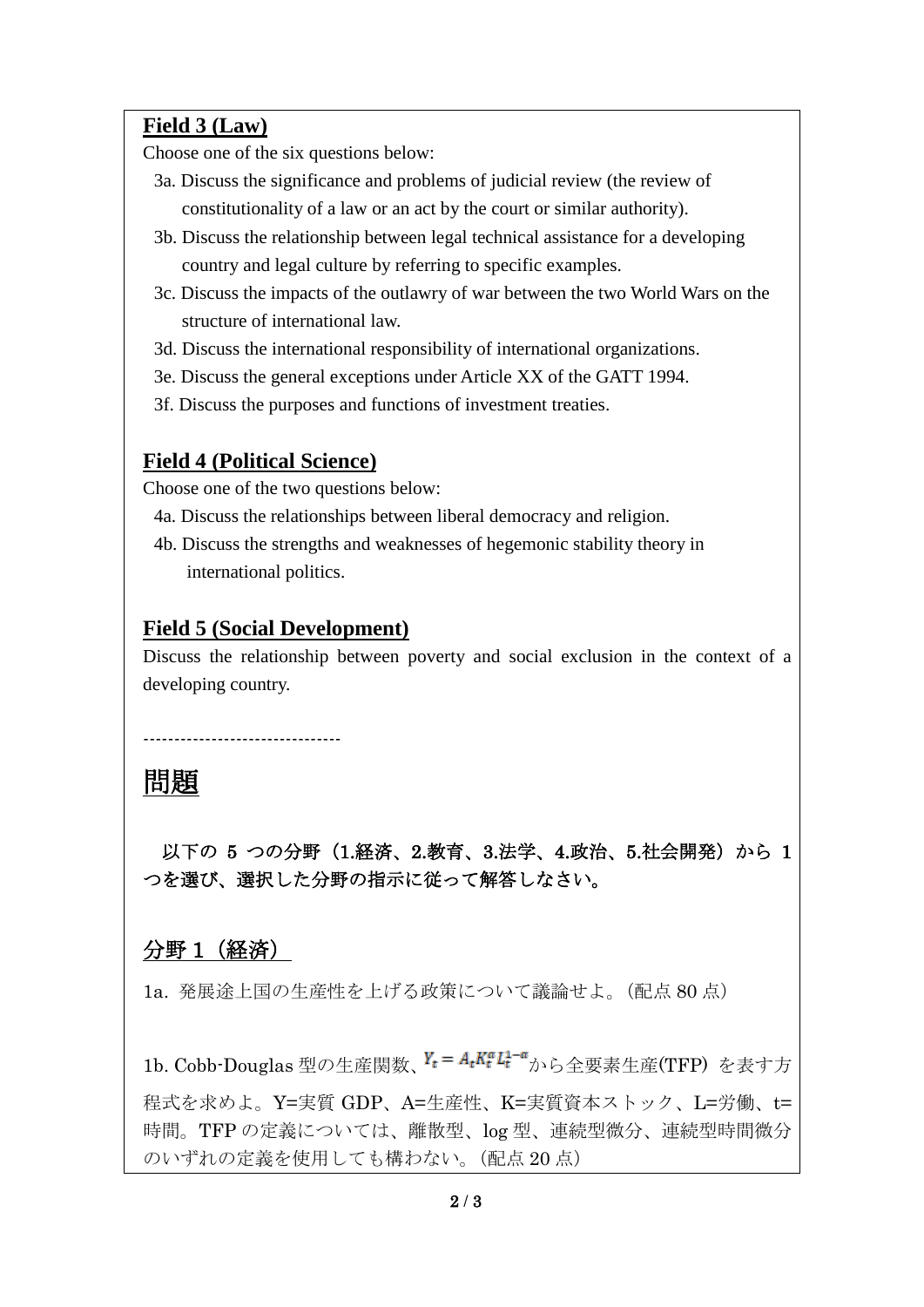**Field 3 (Law)**

Choose one of the six questions below:

3a. Discuss the significance and problems of judicial review (the review of constitutionality of a law or an act by the court or similar authority).

3b. Discuss the relationship between legal technical assistance for a developing country and legal culture by referring to specific examples.

3c. Discuss the impacts of the outlawry of war between the two World Wars on the structure of international law.

3d. Discuss the international responsibility of international organizations.

3e. Discuss the general exceptions under Article XX of the GATT 1994.

3f. Discuss the purposes and functions of investment treaties.

**Field 4 (Political Science)**

Choose one of the two questions below:

4a. Discuss the relationships between liberal democracy and religion.

4b. Discuss the strengths and weaknesses of hegemonic stability theory in international politics.

**Field 5 (Social Development)**

Discuss the relationship between poverty and social exclusion in the context of a developing country.

--------------------------------

# 問題

**以下の 5 つの分野（1.経済、2.教育、3.法学、4.政治、5.社会開発）から 1 つを選び、選択した分野の指示に従って解答しなさい。**

## 分野 1（経済）

1a. 発展途上国の生産性を上げる政策について議論せよ。（配点 80 点）

1b. Cobb-Douglas 型の生産関数、$Y_t = A_t K_t^{\alpha} L_t^{1-\alpha}$から全要素生産(TFP) を表す方程式を求めよ。Y=実質 GDP、A=生産性、K=実質資本ストック、L=労働、t=時間。TFP の定義については、離散型、log 型、連続型微分、連続型時間微分のいずれの定義を使用しても構わない。（配点 20 点）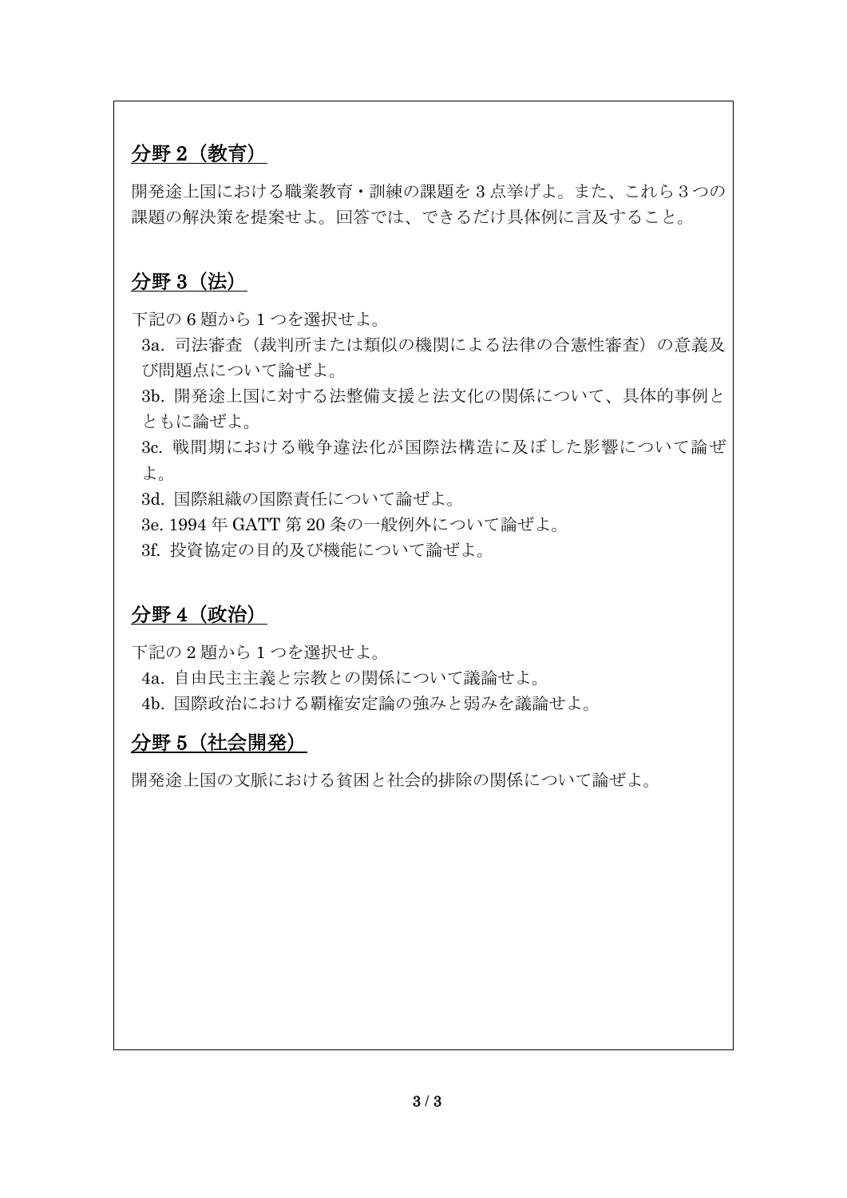## 分野 2（教育）

開発途上国における職業教育・訓練の課題を 3 点挙げよ。また、これら 3 つの課題の解決策を提案せよ。回答では、できるだけ具体例に言及すること。

## 分野 3（法）

下記の 6 題から 1 つを選択せよ。

3a. 司法審査（裁判所または類似の機関による法律の合憲性審査）の意義及び問題点について論ぜよ。

3b. 開発途上国に対する法整備支援と法文化の関係について、具体的事例とともに論ぜよ。

3c. 戦間期における戦争違法化が国際法構造に及ぼした影響について論ぜよ。

3d. 国際組織の国際責任について論ぜよ。

3e. 1994 年 GATT 第 20 条の一般例外について論ぜよ。

3f. 投資協定の目的及び機能について論ぜよ。

## 分野 4（政治）

下記の 2 題から 1 つを選択せよ。

4a. 自由民主主義と宗教との関係について議論せよ。

4b. 国際政治における覇権安定論の強みと弱みを議論せよ。

## 分野 5（社会開発）

開発途上国の文脈における貧困と社会的排除の関係について論ぜよ。